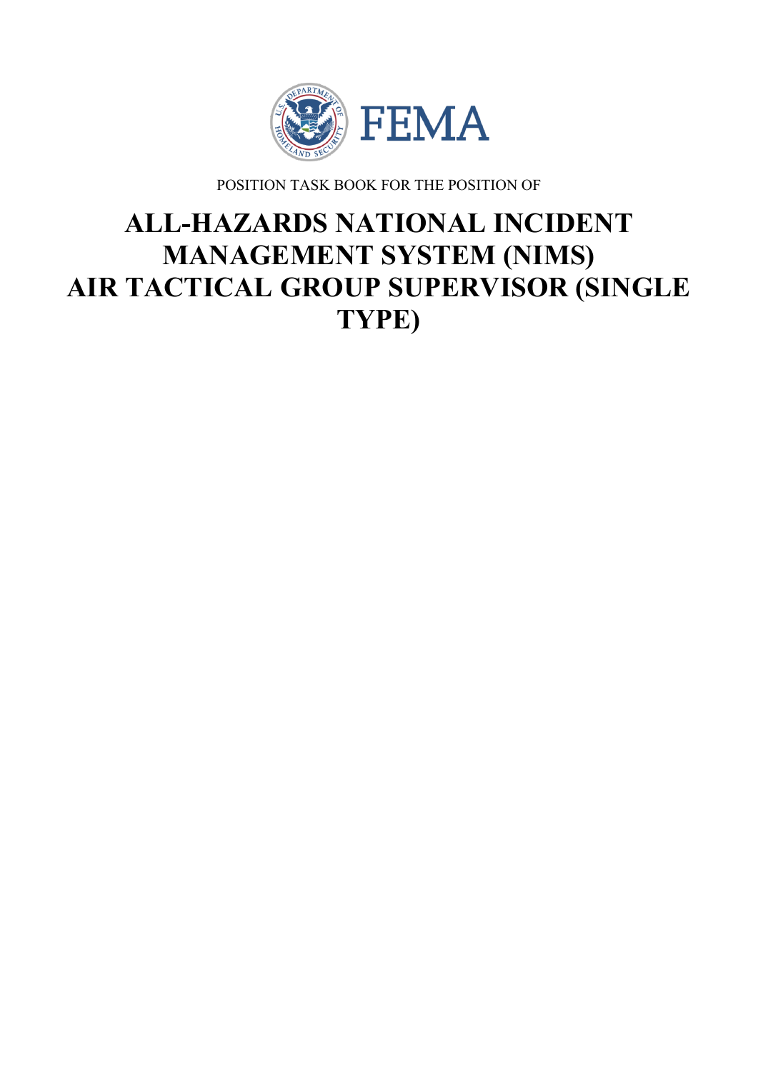FEMA

POSITION TASK BOOK FOR THE POSITION OF

# ALL-HAZARDS NATIONAL INCIDENT MANAGEMENT SYSTEM (NIMS) AIR TACTICAL GROUP SUPERVISOR (SINGLE TYPE)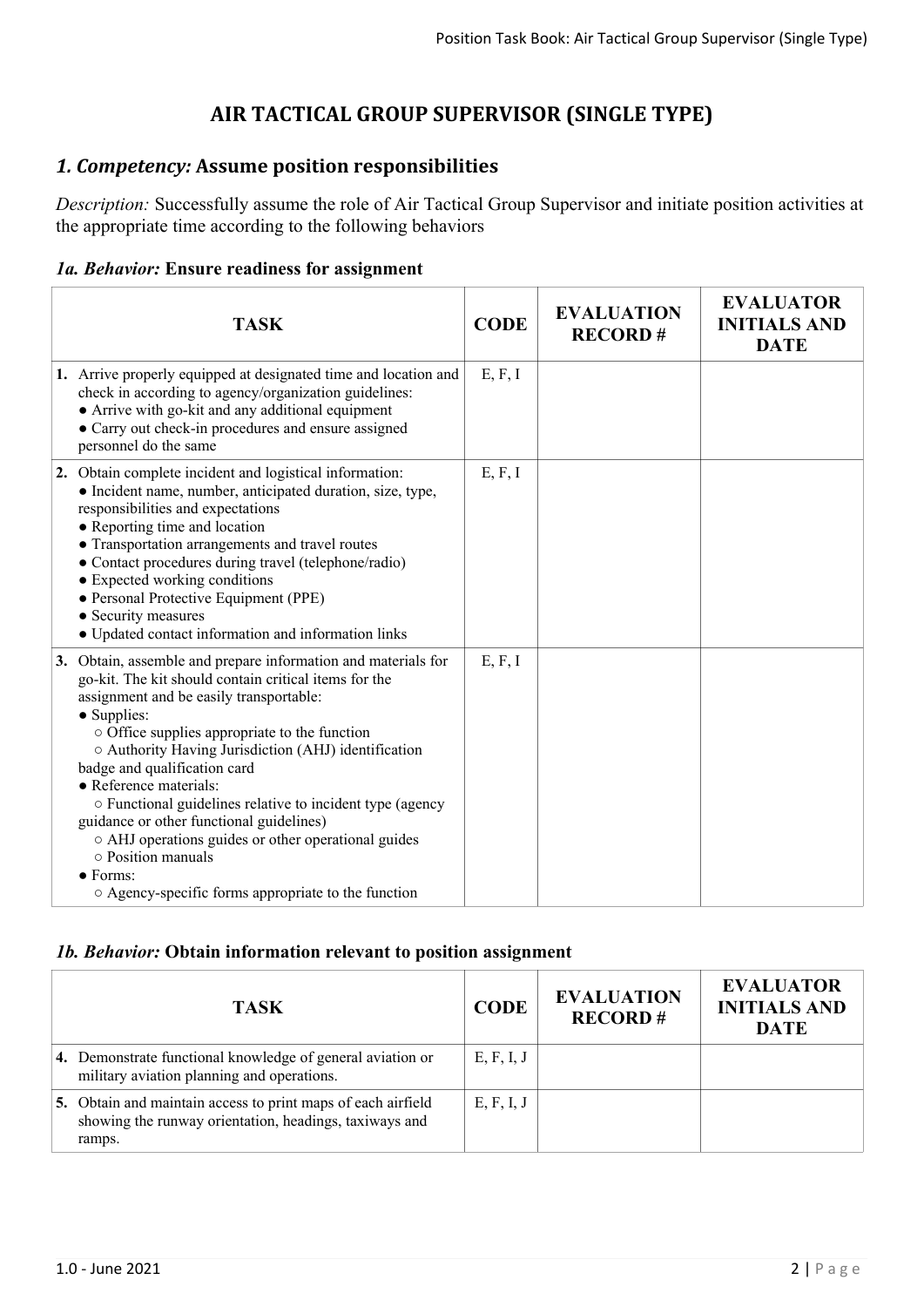# AIR TACTICAL GROUP SUPERVISOR (SINGLE TYPE)

## *1. Competency:* Assume position responsibilities

*Description:* Successfully assume the role of Air Tactical Group Supervisor and initiate position activities at the appropriate time according to the following behaviors

### *1a. Behavior:* Ensure readiness for assignment

| TASK | CODE | EVALUATION RECORD # | EVALUATOR INITIALS AND DATE |
|---|---|---|---|
| **1.** Arrive properly equipped at designated time and location and check in according to agency/organization guidelines:<br>● Arrive with go-kit and any additional equipment<br>● Carry out check-in procedures and ensure assigned personnel do the same | E, F, I | | |
| **2.** Obtain complete incident and logistical information:<br>● Incident name, number, anticipated duration, size, type, responsibilities and expectations<br>● Reporting time and location<br>● Transportation arrangements and travel routes<br>● Contact procedures during travel (telephone/radio)<br>● Expected working conditions<br>● Personal Protective Equipment (PPE)<br>● Security measures<br>● Updated contact information and information links | E, F, I | | |
| **3.** Obtain, assemble and prepare information and materials for go-kit. The kit should contain critical items for the assignment and be easily transportable:<br>● Supplies:<br>○ Office supplies appropriate to the function<br>○ Authority Having Jurisdiction (AHJ) identification badge and qualification card<br>● Reference materials:<br>○ Functional guidelines relative to incident type (agency guidance or other functional guidelines)<br>○ AHJ operations guides or other operational guides<br>○ Position manuals<br>● Forms:<br>○ Agency-specific forms appropriate to the function | E, F, I | | |

### *1b. Behavior:* Obtain information relevant to position assignment

| TASK | CODE | EVALUATION RECORD # | EVALUATOR INITIALS AND DATE |
|---|---|---|---|
| **4.** Demonstrate functional knowledge of general aviation or military aviation planning and operations. | E, F, I, J | | |
| **5.** Obtain and maintain access to print maps of each airfield showing the runway orientation, headings, taxiways and ramps. | E, F, I, J | | |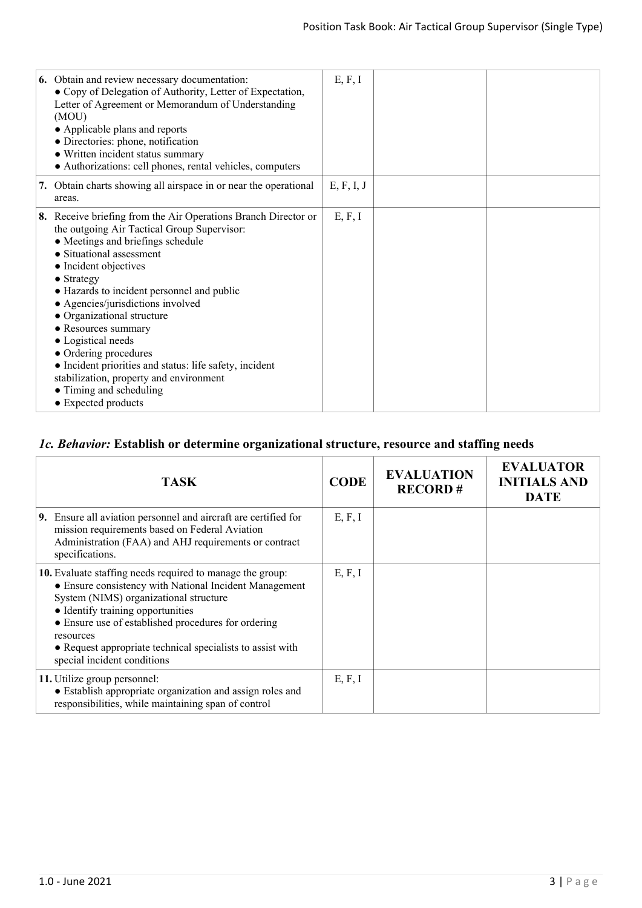| TASK | CODE | EVALUATION RECORD # | EVALUATOR INITIALS AND DATE |
|---|---|---|---|
| **6.** Obtain and review necessary documentation:<br>• Copy of Delegation of Authority, Letter of Expectation, Letter of Agreement or Memorandum of Understanding (MOU)<br>• Applicable plans and reports<br>• Directories: phone, notification<br>• Written incident status summary<br>• Authorizations: cell phones, rental vehicles, computers | E, F, I | | |
| **7.** Obtain charts showing all airspace in or near the operational areas. | E, F, I, J | | |
| **8.** Receive briefing from the Air Operations Branch Director or the outgoing Air Tactical Group Supervisor:<br>• Meetings and briefings schedule<br>• Situational assessment<br>• Incident objectives<br>• Strategy<br>• Hazards to incident personnel and public<br>• Agencies/jurisdictions involved<br>• Organizational structure<br>• Resources summary<br>• Logistical needs<br>• Ordering procedures<br>• Incident priorities and status: life safety, incident stabilization, property and environment<br>• Timing and scheduling<br>• Expected products | E, F, I | | |

### *1c. Behavior:* Establish or determine organizational structure, resource and staffing needs

| TASK | CODE | EVALUATION RECORD # | EVALUATOR INITIALS AND DATE |
|---|---|---|---|
| **9.** Ensure all aviation personnel and aircraft are certified for mission requirements based on Federal Aviation Administration (FAA) and AHJ requirements or contract specifications. | E, F, I | | |
| **10.** Evaluate staffing needs required to manage the group:<br>• Ensure consistency with National Incident Management System (NIMS) organizational structure<br>• Identify training opportunities<br>• Ensure use of established procedures for ordering resources<br>• Request appropriate technical specialists to assist with special incident conditions | E, F, I | | |
| **11.** Utilize group personnel:<br>• Establish appropriate organization and assign roles and responsibilities, while maintaining span of control | E, F, I | | |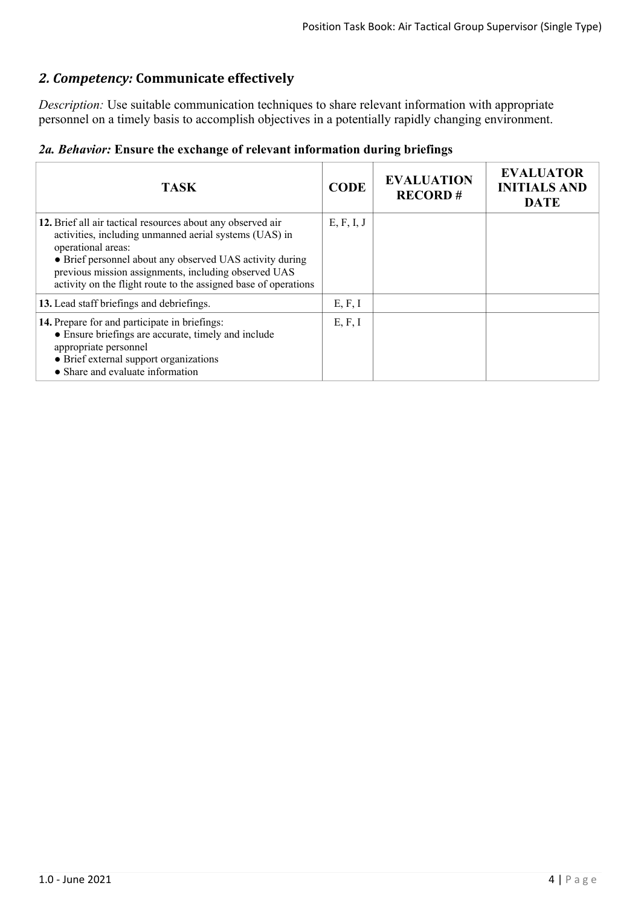## *2. Competency:* Communicate effectively

*Description:* Use suitable communication techniques to share relevant information with appropriate personnel on a timely basis to accomplish objectives in a potentially rapidly changing environment.

### *2a. Behavior:* Ensure the exchange of relevant information during briefings

| TASK | CODE | EVALUATION RECORD # | EVALUATOR INITIALS AND DATE |
|---|---|---|---|
| **12.** Brief all air tactical resources about any observed air activities, including unmanned aerial systems (UAS) in operational areas:<br>● Brief personnel about any observed UAS activity during previous mission assignments, including observed UAS activity on the flight route to the assigned base of operations | E, F, I, J | | |
| **13.** Lead staff briefings and debriefings. | E, F, I | | |
| **14.** Prepare for and participate in briefings:<br>● Ensure briefings are accurate, timely and include appropriate personnel<br>● Brief external support organizations<br>● Share and evaluate information | E, F, I | | |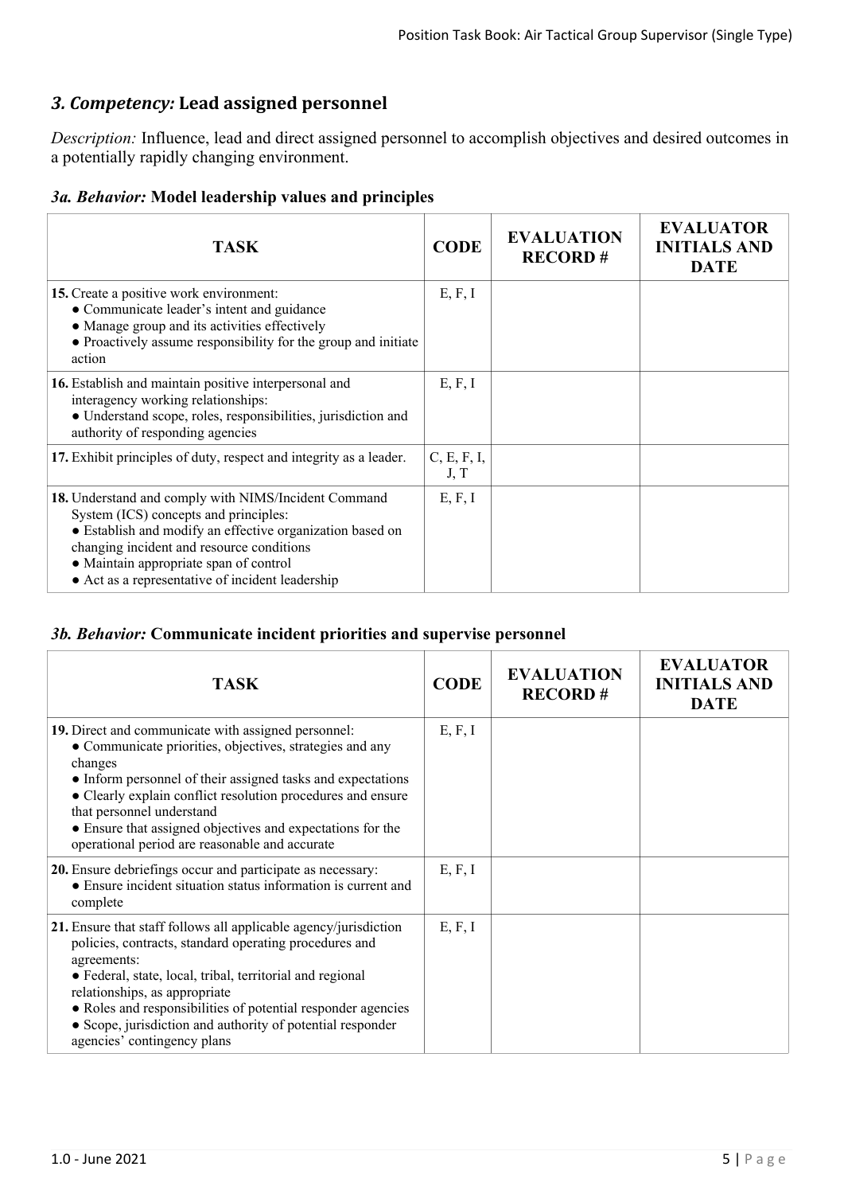## *3. Competency:* Lead assigned personnel

*Description:* Influence, lead and direct assigned personnel to accomplish objectives and desired outcomes in a potentially rapidly changing environment.

### *3a. Behavior:* Model leadership values and principles

| TASK | CODE | EVALUATION RECORD # | EVALUATOR INITIALS AND DATE |
|---|---|---|---|
| **15.** Create a positive work environment:<br>● Communicate leader's intent and guidance<br>● Manage group and its activities effectively<br>● Proactively assume responsibility for the group and initiate action | E, F, I | | |
| **16.** Establish and maintain positive interpersonal and interagency working relationships:<br>● Understand scope, roles, responsibilities, jurisdiction and authority of responding agencies | E, F, I | | |
| **17.** Exhibit principles of duty, respect and integrity as a leader. | C, E, F, I, J, T | | |
| **18.** Understand and comply with NIMS/Incident Command System (ICS) concepts and principles:<br>● Establish and modify an effective organization based on changing incident and resource conditions<br>● Maintain appropriate span of control<br>● Act as a representative of incident leadership | E, F, I | | |

### *3b. Behavior:* Communicate incident priorities and supervise personnel

| TASK | CODE | EVALUATION RECORD # | EVALUATOR INITIALS AND DATE |
|---|---|---|---|
| **19.** Direct and communicate with assigned personnel:<br>● Communicate priorities, objectives, strategies and any changes<br>● Inform personnel of their assigned tasks and expectations<br>● Clearly explain conflict resolution procedures and ensure that personnel understand<br>● Ensure that assigned objectives and expectations for the operational period are reasonable and accurate | E, F, I | | |
| **20.** Ensure debriefings occur and participate as necessary:<br>● Ensure incident situation status information is current and complete | E, F, I | | |
| **21.** Ensure that staff follows all applicable agency/jurisdiction policies, contracts, standard operating procedures and agreements:<br>● Federal, state, local, tribal, territorial and regional relationships, as appropriate<br>● Roles and responsibilities of potential responder agencies<br>● Scope, jurisdiction and authority of potential responder agencies' contingency plans | E, F, I | | |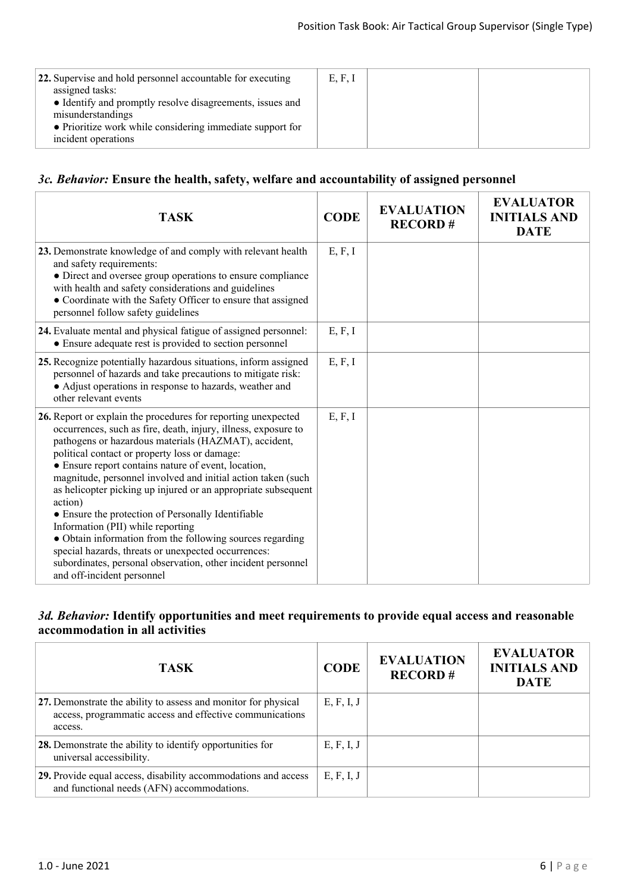| TASK | CODE | EVALUATION RECORD # | EVALUATOR INITIALS AND DATE |
|---|---|---|---|
| **22.** Supervise and hold personnel accountable for executing assigned tasks:<br>● Identify and promptly resolve disagreements, issues and misunderstandings<br>● Prioritize work while considering immediate support for incident operations | E, F, I | | |

### *3c. Behavior:* Ensure the health, safety, welfare and accountability of assigned personnel

| TASK | CODE | EVALUATION RECORD # | EVALUATOR INITIALS AND DATE |
|---|---|---|---|
| **23.** Demonstrate knowledge of and comply with relevant health and safety requirements:<br>● Direct and oversee group operations to ensure compliance with health and safety considerations and guidelines<br>● Coordinate with the Safety Officer to ensure that assigned personnel follow safety guidelines | E, F, I | | |
| **24.** Evaluate mental and physical fatigue of assigned personnel:<br>● Ensure adequate rest is provided to section personnel | E, F, I | | |
| **25.** Recognize potentially hazardous situations, inform assigned personnel of hazards and take precautions to mitigate risk:<br>● Adjust operations in response to hazards, weather and other relevant events | E, F, I | | |
| **26.** Report or explain the procedures for reporting unexpected occurrences, such as fire, death, injury, illness, exposure to pathogens or hazardous materials (HAZMAT), accident, political contact or property loss or damage:<br>● Ensure report contains nature of event, location, magnitude, personnel involved and initial action taken (such as helicopter picking up injured or an appropriate subsequent action)<br>● Ensure the protection of Personally Identifiable Information (PII) while reporting<br>● Obtain information from the following sources regarding special hazards, threats or unexpected occurrences: subordinates, personal observation, other incident personnel and off-incident personnel | E, F, I | | |

### *3d. Behavior:* Identify opportunities and meet requirements to provide equal access and reasonable accommodation in all activities

| TASK | CODE | EVALUATION RECORD # | EVALUATOR INITIALS AND DATE |
|---|---|---|---|
| **27.** Demonstrate the ability to assess and monitor for physical access, programmatic access and effective communications access. | E, F, I, J | | |
| **28.** Demonstrate the ability to identify opportunities for universal accessibility. | E, F, I, J | | |
| **29.** Provide equal access, disability accommodations and access and functional needs (AFN) accommodations. | E, F, I, J | | |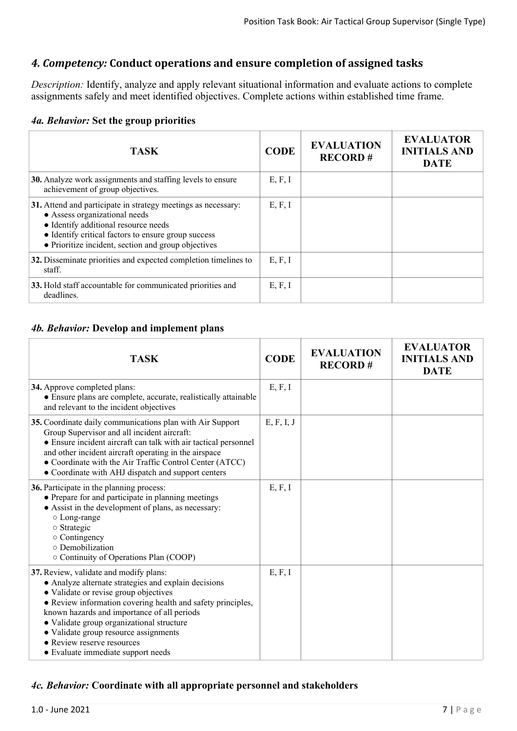## *4. Competency:* Conduct operations and ensure completion of assigned tasks

*Description:* Identify, analyze and apply relevant situational information and evaluate actions to complete assignments safely and meet identified objectives. Complete actions within established time frame.

### *4a. Behavior:* Set the group priorities

| TASK | CODE | EVALUATION RECORD # | EVALUATOR INITIALS AND DATE |
|---|---|---|---|
| **30.** Analyze work assignments and staffing levels to ensure achievement of group objectives. | E, F, I | | |
| **31.** Attend and participate in strategy meetings as necessary:<br>● Assess organizational needs<br>● Identify additional resource needs<br>● Identify critical factors to ensure group success<br>● Prioritize incident, section and group objectives | E, F, I | | |
| **32.** Disseminate priorities and expected completion timelines to staff. | E, F, I | | |
| **33.** Hold staff accountable for communicated priorities and deadlines. | E, F, I | | |

### *4b. Behavior:* Develop and implement plans

| TASK | CODE | EVALUATION RECORD # | EVALUATOR INITIALS AND DATE |
|---|---|---|---|
| **34.** Approve completed plans:<br>● Ensure plans are complete, accurate, realistically attainable and relevant to the incident objectives | E, F, I | | |
| **35.** Coordinate daily communications plan with Air Support Group Supervisor and all incident aircraft:<br>● Ensure incident aircraft can talk with air tactical personnel and other incident aircraft operating in the airspace<br>● Coordinate with the Air Traffic Control Center (ATCC)<br>● Coordinate with AHJ dispatch and support centers | E, F, I, J | | |
| **36.** Participate in the planning process:<br>● Prepare for and participate in planning meetings<br>● Assist in the development of plans, as necessary:<br>○ Long-range<br>○ Strategic<br>○ Contingency<br>○ Demobilization<br>○ Continuity of Operations Plan (COOP) | E, F, I | | |
| **37.** Review, validate and modify plans:<br>● Analyze alternate strategies and explain decisions<br>● Validate or revise group objectives<br>● Review information covering health and safety principles, known hazards and importance of all periods<br>● Validate group organizational structure<br>● Validate group resource assignments<br>● Review reserve resources<br>● Evaluate immediate support needs | E, F, I | | |

### *4c. Behavior:* Coordinate with all appropriate personnel and stakeholders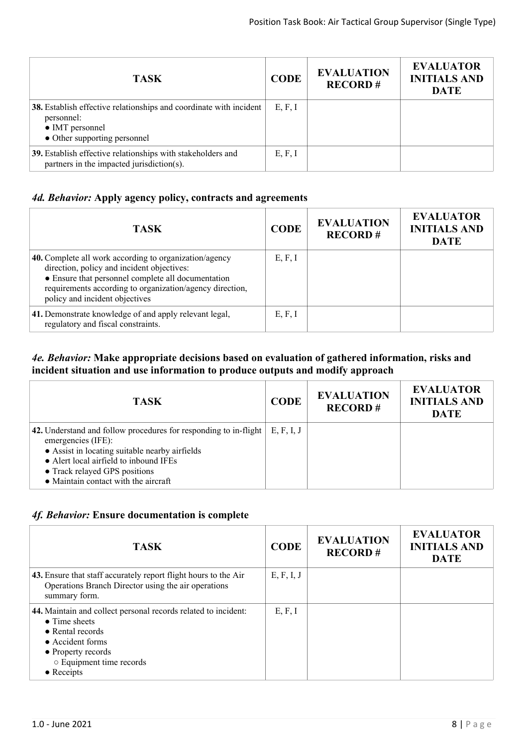| TASK | CODE | EVALUATION RECORD # | EVALUATOR INITIALS AND DATE |
|---|---|---|---|
| **38.** Establish effective relationships and coordinate with incident personnel:<br>● IMT personnel<br>● Other supporting personnel | E, F, I | | |
| **39.** Establish effective relationships with stakeholders and partners in the impacted jurisdiction(s). | E, F, I | | |

### *4d. Behavior:* Apply agency policy, contracts and agreements

| TASK | CODE | EVALUATION RECORD # | EVALUATOR INITIALS AND DATE |
|---|---|---|---|
| **40.** Complete all work according to organization/agency direction, policy and incident objectives:<br>● Ensure that personnel complete all documentation requirements according to organization/agency direction, policy and incident objectives | E, F, I | | |
| **41.** Demonstrate knowledge of and apply relevant legal, regulatory and fiscal constraints. | E, F, I | | |

### *4e. Behavior:* Make appropriate decisions based on evaluation of gathered information, risks and incident situation and use information to produce outputs and modify approach

| TASK | CODE | EVALUATION RECORD # | EVALUATOR INITIALS AND DATE |
|---|---|---|---|
| **42.** Understand and follow procedures for responding to in-flight emergencies (IFE):<br>● Assist in locating suitable nearby airfields<br>● Alert local airfield to inbound IFEs<br>● Track relayed GPS positions<br>● Maintain contact with the aircraft | E, F, I, J | | |

### *4f. Behavior:* Ensure documentation is complete

| TASK | CODE | EVALUATION RECORD # | EVALUATOR INITIALS AND DATE |
|---|---|---|---|
| **43.** Ensure that staff accurately report flight hours to the Air Operations Branch Director using the air operations summary form. | E, F, I, J | | |
| **44.** Maintain and collect personal records related to incident:<br>● Time sheets<br>● Rental records<br>● Accident forms<br>● Property records<br>○ Equipment time records<br>● Receipts | E, F, I | | |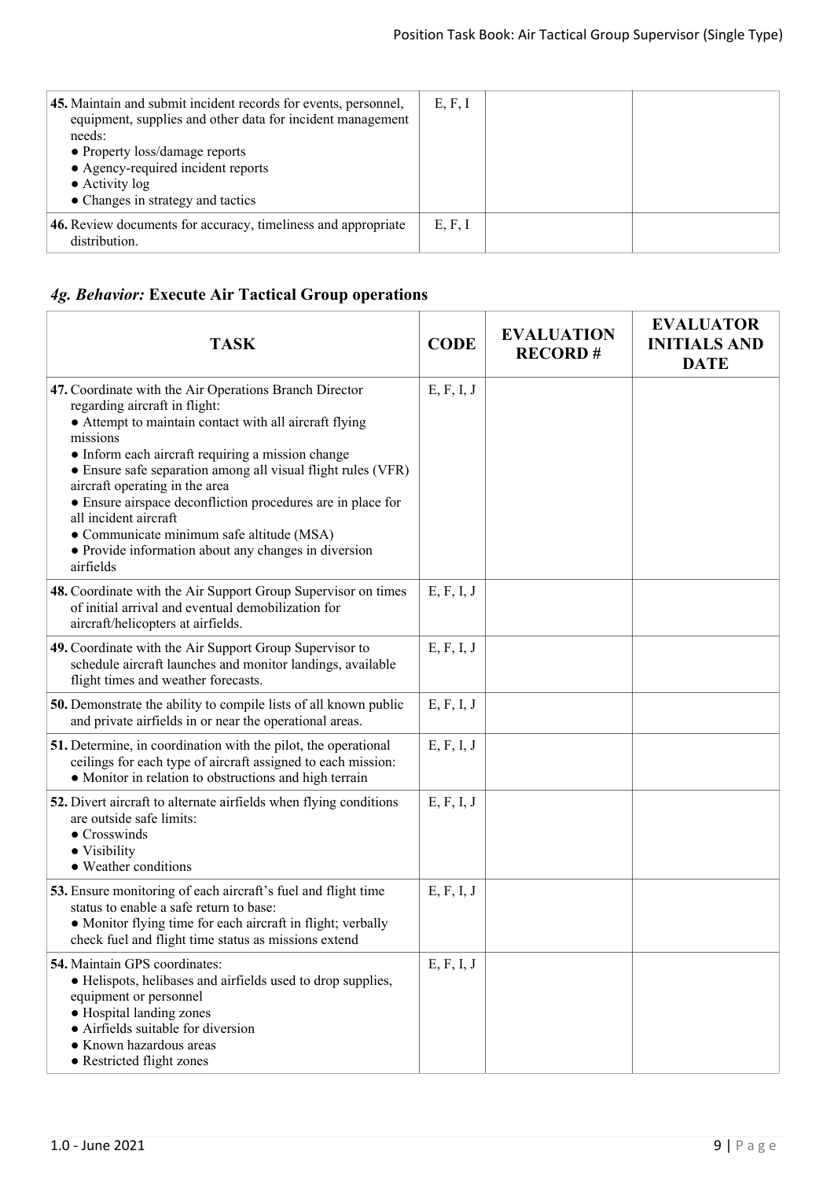| | | | |
|---|---|---|---|
| **45.** Maintain and submit incident records for events, personnel, equipment, supplies and other data for incident management needs:<br>• Property loss/damage reports<br>• Agency-required incident reports<br>• Activity log<br>• Changes in strategy and tactics | E, F, I | | |
| **46.** Review documents for accuracy, timeliness and appropriate distribution. | E, F, I | | |

### *4g. Behavior:* Execute Air Tactical Group operations

| TASK | CODE | EVALUATION RECORD # | EVALUATOR INITIALS AND DATE |
|---|---|---|---|
| **47.** Coordinate with the Air Operations Branch Director regarding aircraft in flight:<br>• Attempt to maintain contact with all aircraft flying missions<br>• Inform each aircraft requiring a mission change<br>• Ensure safe separation among all visual flight rules (VFR) aircraft operating in the area<br>• Ensure airspace deconfliction procedures are in place for all incident aircraft<br>• Communicate minimum safe altitude (MSA)<br>• Provide information about any changes in diversion airfields | E, F, I, J | | |
| **48.** Coordinate with the Air Support Group Supervisor on times of initial arrival and eventual demobilization for aircraft/helicopters at airfields. | E, F, I, J | | |
| **49.** Coordinate with the Air Support Group Supervisor to schedule aircraft launches and monitor landings, available flight times and weather forecasts. | E, F, I, J | | |
| **50.** Demonstrate the ability to compile lists of all known public and private airfields in or near the operational areas. | E, F, I, J | | |
| **51.** Determine, in coordination with the pilot, the operational ceilings for each type of aircraft assigned to each mission:<br>• Monitor in relation to obstructions and high terrain | E, F, I, J | | |
| **52.** Divert aircraft to alternate airfields when flying conditions are outside safe limits:<br>• Crosswinds<br>• Visibility<br>• Weather conditions | E, F, I, J | | |
| **53.** Ensure monitoring of each aircraft's fuel and flight time status to enable a safe return to base:<br>• Monitor flying time for each aircraft in flight; verbally check fuel and flight time status as missions extend | E, F, I, J | | |
| **54.** Maintain GPS coordinates:<br>• Helispots, helibases and airfields used to drop supplies, equipment or personnel<br>• Hospital landing zones<br>• Airfields suitable for diversion<br>• Known hazardous areas<br>• Restricted flight zones | E, F, I, J | | |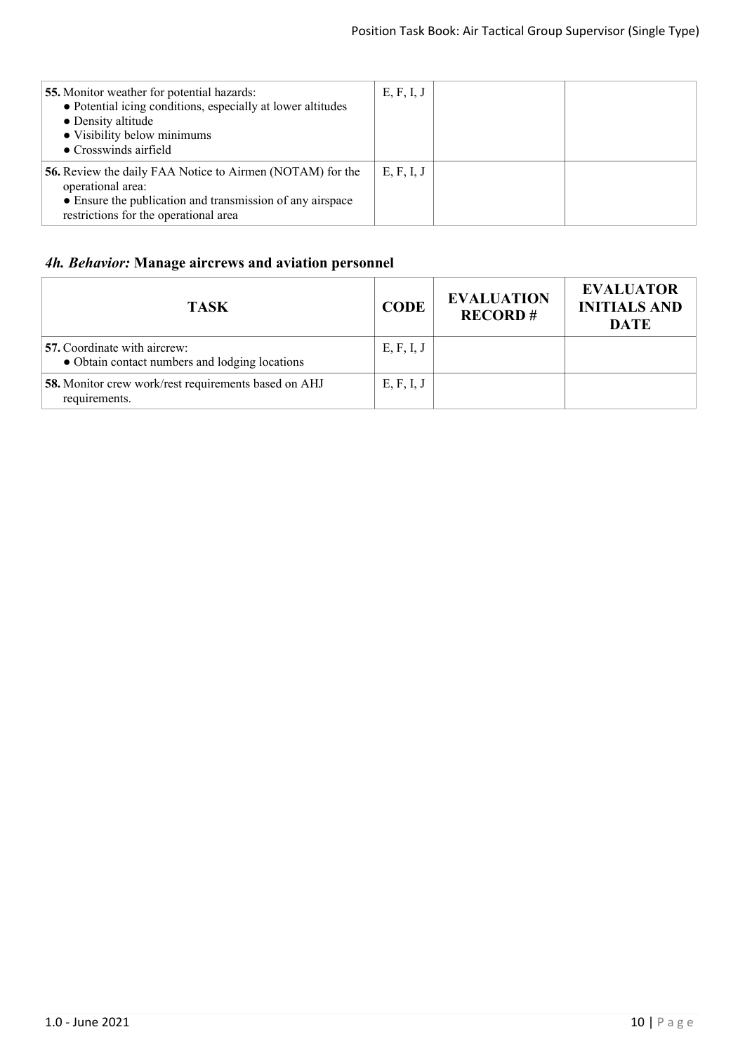| TASK | CODE | EVALUATION RECORD # | EVALUATOR INITIALS AND DATE |
|---|---|---|---|
| **55.** Monitor weather for potential hazards:<br>● Potential icing conditions, especially at lower altitudes<br>● Density altitude<br>● Visibility below minimums<br>● Crosswinds airfield | E, F, I, J | | |
| **56.** Review the daily FAA Notice to Airmen (NOTAM) for the operational area:<br>● Ensure the publication and transmission of any airspace restrictions for the operational area | E, F, I, J | | |

### *4h. Behavior:* Manage aircrews and aviation personnel

| TASK | CODE | EVALUATION RECORD # | EVALUATOR INITIALS AND DATE |
|---|---|---|---|
| **57.** Coordinate with aircrew:<br>● Obtain contact numbers and lodging locations | E, F, I, J | | |
| **58.** Monitor crew work/rest requirements based on AHJ requirements. | E, F, I, J | | |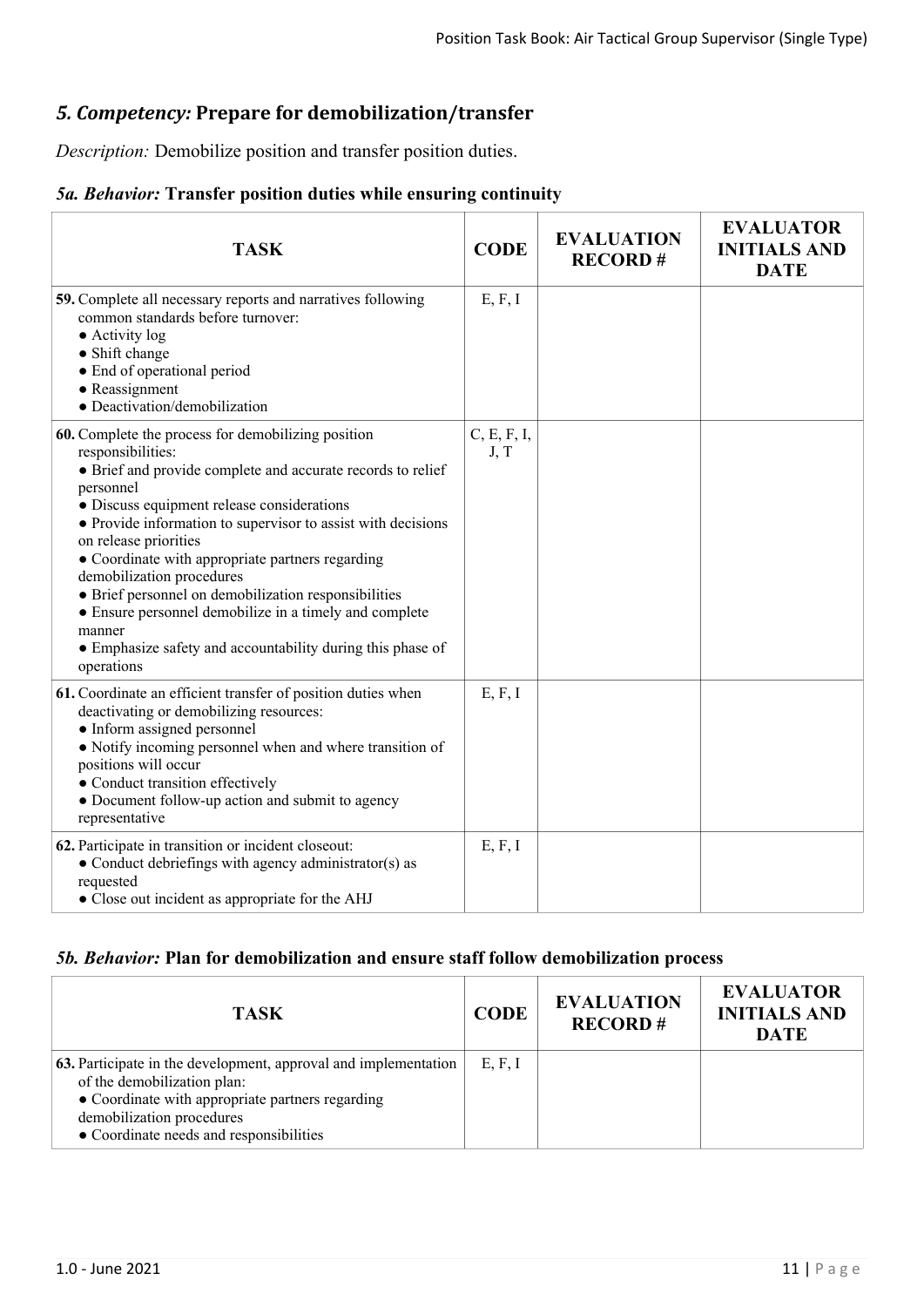## *5. Competency:* Prepare for demobilization/transfer

*Description:* Demobilize position and transfer position duties.

### *5a. Behavior:* Transfer position duties while ensuring continuity

| TASK | CODE | EVALUATION RECORD # | EVALUATOR INITIALS AND DATE |
|---|---|---|---|
| **59.** Complete all necessary reports and narratives following common standards before turnover:<br>● Activity log<br>● Shift change<br>● End of operational period<br>● Reassignment<br>● Deactivation/demobilization | E, F, I | | |
| **60.** Complete the process for demobilizing position responsibilities:<br>● Brief and provide complete and accurate records to relief personnel<br>● Discuss equipment release considerations<br>● Provide information to supervisor to assist with decisions on release priorities<br>● Coordinate with appropriate partners regarding demobilization procedures<br>● Brief personnel on demobilization responsibilities<br>● Ensure personnel demobilize in a timely and complete manner<br>● Emphasize safety and accountability during this phase of operations | C, E, F, I, J, T | | |
| **61.** Coordinate an efficient transfer of position duties when deactivating or demobilizing resources:<br>● Inform assigned personnel<br>● Notify incoming personnel when and where transition of positions will occur<br>● Conduct transition effectively<br>● Document follow-up action and submit to agency representative | E, F, I | | |
| **62.** Participate in transition or incident closeout:<br>● Conduct debriefings with agency administrator(s) as requested<br>● Close out incident as appropriate for the AHJ | E, F, I | | |

### *5b. Behavior:* Plan for demobilization and ensure staff follow demobilization process

| TASK | CODE | EVALUATION RECORD # | EVALUATOR INITIALS AND DATE |
|---|---|---|---|
| **63.** Participate in the development, approval and implementation of the demobilization plan:<br>● Coordinate with appropriate partners regarding demobilization procedures<br>● Coordinate needs and responsibilities | E, F, I | | |